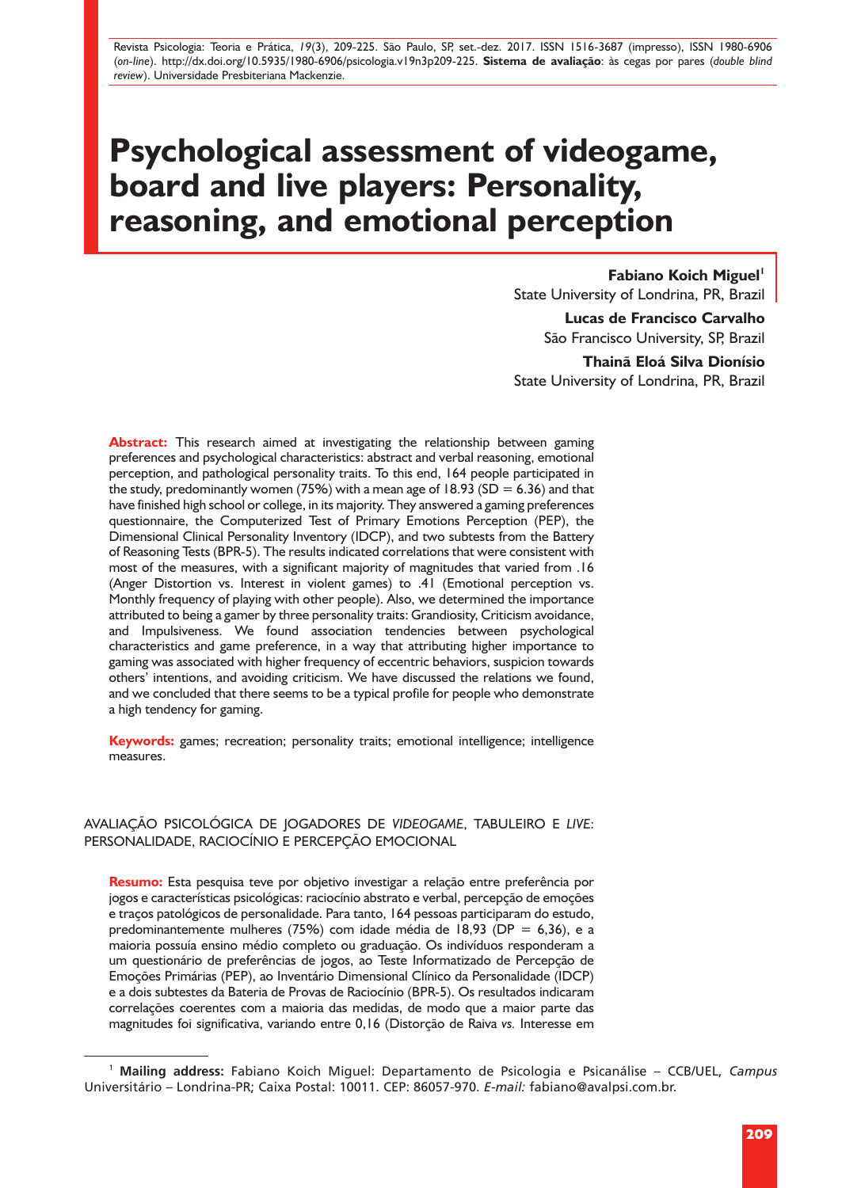# Psychological assessment of videogame, board and live players: Personality, reasoning, and emotional perception

**Fabiano Koich Miguel**[1]
State University of Londrina, PR, Brazil

**Lucas de Francisco Carvalho**
São Francisco University, SP, Brazil

**Thainã Eloá Silva Dionísio**
State University of Londrina, PR, Brazil

**Abstract:** This research aimed at investigating the relationship between gaming preferences and psychological characteristics: abstract and verbal reasoning, emotional perception, and pathological personality traits. To this end, 164 people participated in the study, predominantly women (75%) with a mean age of 18.93 (SD = 6.36) and that have finished high school or college, in its majority. They answered a gaming preferences questionnaire, the Computerized Test of Primary Emotions Perception (PEP), the Dimensional Clinical Personality Inventory (IDCP), and two subtests from the Battery of Reasoning Tests (BPR-5). The results indicated correlations that were consistent with most of the measures, with a significant majority of magnitudes that varied from .16 (Anger Distortion vs. Interest in violent games) to .41 (Emotional perception vs. Monthly frequency of playing with other people). Also, we determined the importance attributed to being a gamer by three personality traits: Grandiosity, Criticism avoidance, and Impulsiveness. We found association tendencies between psychological characteristics and game preference, in a way that attributing higher importance to gaming was associated with higher frequency of eccentric behaviors, suspicion towards others' intentions, and avoiding criticism. We have discussed the relations we found, and we concluded that there seems to be a typical profile for people who demonstrate a high tendency for gaming.

**Keywords:** games; recreation; personality traits; emotional intelligence; intelligence measures.

## AVALIAÇÃO PSICOLÓGICA DE JOGADORES DE *VIDEOGAME*, TABULEIRO E *LIVE*: PERSONALIDADE, RACIOCÍNIO E PERCEPÇÃO EMOCIONAL

**Resumo:** Esta pesquisa teve por objetivo investigar a relação entre preferência por jogos e características psicológicas: raciocínio abstrato e verbal, percepção de emoções e traços patológicos de personalidade. Para tanto, 164 pessoas participaram do estudo, predominantemente mulheres (75%) com idade média de 18,93 (DP = 6,36), e a maioria possuía ensino médio completo ou graduação. Os indivíduos responderam a um questionário de preferências de jogos, ao Teste Informatizado de Percepção de Emoções Primárias (PEP), ao Inventário Dimensional Clínico da Personalidade (IDCP) e a dois subtestes da Bateria de Provas de Raciocínio (BPR-5). Os resultados indicaram correlações coerentes com a maioria das medidas, de modo que a maior parte das magnitudes foi significativa, variando entre 0,16 (Distorção de Raiva *vs.* Interesse em

---

[1] **Mailing address:** Fabiano Koich Miguel: Departamento de Psicologia e Psicanálise – CCB/UEL, *Campus* Universitário – Londrina-PR; Caixa Postal: 10011. CEP: 86057-970. *E-mail:* fabiano@avalpsi.com.br.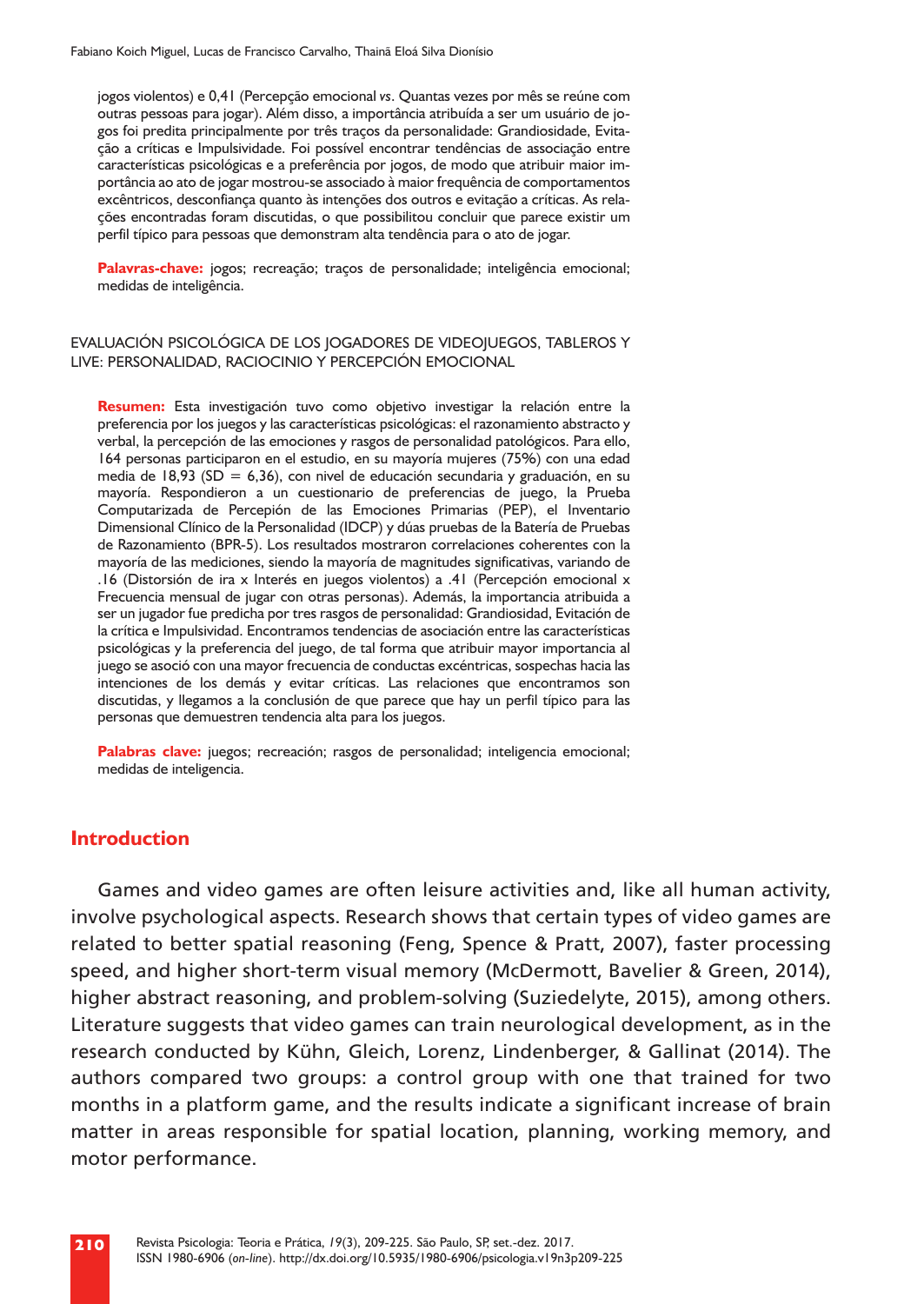jogos violentos) e 0,41 (Percepção emocional *vs*. Quantas vezes por mês se reúne com outras pessoas para jogar). Além disso, a importância atribuída a ser um usuário de jogos foi predita principalmente por três traços da personalidade: Grandiosidade, Evitação a críticas e Impulsividade. Foi possível encontrar tendências de associação entre características psicológicas e a preferência por jogos, de modo que atribuir maior importância ao ato de jogar mostrou-se associado à maior frequência de comportamentos excêntricos, desconfiança quanto às intenções dos outros e evitação a críticas. As relações encontradas foram discutidas, o que possibilitou concluir que parece existir um perfil típico para pessoas que demonstram alta tendência para o ato de jogar.

**Palavras-chave:** jogos; recreação; traços de personalidade; inteligência emocional; medidas de inteligência.

EVALUACIÓN PSICOLÓGICA DE LOS JOGADORES DE VIDEOJUEGOS, TABLEROS Y LIVE: PERSONALIDAD, RACIOCINIO Y PERCEPCIÓN EMOCIONAL

**Resumen:** Esta investigación tuvo como objetivo investigar la relación entre la preferencia por los juegos y las características psicológicas: el razonamiento abstracto y verbal, la percepción de las emociones y rasgos de personalidad patológicos. Para ello, 164 personas participaron en el estudio, en su mayoría mujeres (75%) con una edad media de 18,93 (SD = 6,36), con nivel de educación secundaria y graduación, en su mayoría. Respondieron a un cuestionario de preferencias de juego, la Prueba Computarizada de Percepión de las Emociones Primarias (PEP), el Inventario Dimensional Clínico de la Personalidad (IDCP) y dúas pruebas de la Batería de Pruebas de Razonamiento (BPR-5). Los resultados mostraron correlaciones coherentes con la mayoría de las mediciones, siendo la mayoría de magnitudes significativas, variando de .16 (Distorsión de ira x Interés en juegos violentos) a .41 (Percepción emocional x Frecuencia mensual de jugar con otras personas). Además, la importancia atribuida a ser un jugador fue predicha por tres rasgos de personalidad: Grandiosidad, Evitación de la crítica e Impulsividad. Encontramos tendencias de asociación entre las características psicológicas y la preferencia del juego, de tal forma que atribuir mayor importancia al juego se asoció con una mayor frecuencia de conductas excéntricas, sospechas hacia las intenciones de los demás y evitar críticas. Las relaciones que encontramos son discutidas, y llegamos a la conclusión de que parece que hay un perfil típico para las personas que demuestren tendencia alta para los juegos.

**Palabras clave:** juegos; recreación; rasgos de personalidad; inteligencia emocional; medidas de inteligencia.

## Introduction

Games and video games are often leisure activities and, like all human activity, involve psychological aspects. Research shows that certain types of video games are related to better spatial reasoning (Feng, Spence & Pratt, 2007), faster processing speed, and higher short-term visual memory (McDermott, Bavelier & Green, 2014), higher abstract reasoning, and problem-solving (Suziedelyte, 2015), among others. Literature suggests that video games can train neurological development, as in the research conducted by Kühn, Gleich, Lorenz, Lindenberger, & Gallinat (2014). The authors compared two groups: a control group with one that trained for two months in a platform game, and the results indicate a significant increase of brain matter in areas responsible for spatial location, planning, working memory, and motor performance.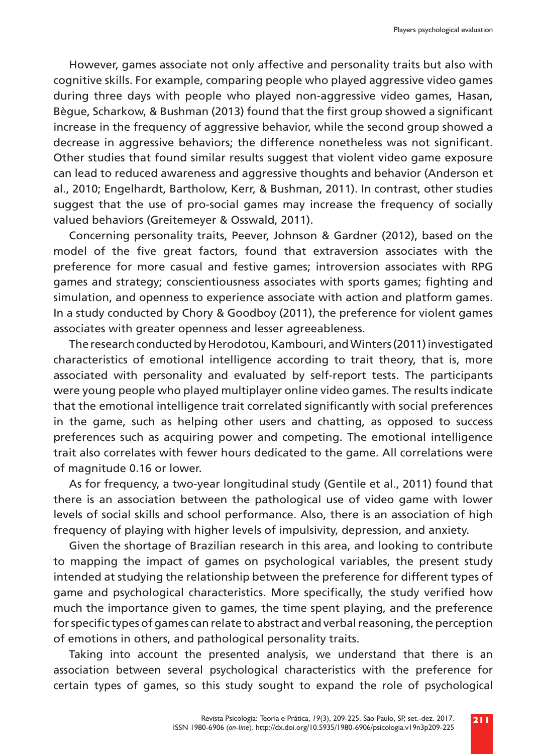However, games associate not only affective and personality traits but also with cognitive skills. For example, comparing people who played aggressive video games during three days with people who played non-aggressive video games, Hasan, Bègue, Scharkow, & Bushman (2013) found that the first group showed a significant increase in the frequency of aggressive behavior, while the second group showed a decrease in aggressive behaviors; the difference nonetheless was not significant. Other studies that found similar results suggest that violent video game exposure can lead to reduced awareness and aggressive thoughts and behavior (Anderson et al., 2010; Engelhardt, Bartholow, Kerr, & Bushman, 2011). In contrast, other studies suggest that the use of pro-social games may increase the frequency of socially valued behaviors (Greitemeyer & Osswald, 2011).

Concerning personality traits, Peever, Johnson & Gardner (2012), based on the model of the five great factors, found that extraversion associates with the preference for more casual and festive games; introversion associates with RPG games and strategy; conscientiousness associates with sports games; fighting and simulation, and openness to experience associate with action and platform games. In a study conducted by Chory & Goodboy (2011), the preference for violent games associates with greater openness and lesser agreeableness.

The research conducted by Herodotou, Kambouri, and Winters (2011) investigated characteristics of emotional intelligence according to trait theory, that is, more associated with personality and evaluated by self-report tests. The participants were young people who played multiplayer online video games. The results indicate that the emotional intelligence trait correlated significantly with social preferences in the game, such as helping other users and chatting, as opposed to success preferences such as acquiring power and competing. The emotional intelligence trait also correlates with fewer hours dedicated to the game. All correlations were of magnitude 0.16 or lower.

As for frequency, a two-year longitudinal study (Gentile et al., 2011) found that there is an association between the pathological use of video game with lower levels of social skills and school performance. Also, there is an association of high frequency of playing with higher levels of impulsivity, depression, and anxiety.

Given the shortage of Brazilian research in this area, and looking to contribute to mapping the impact of games on psychological variables, the present study intended at studying the relationship between the preference for different types of game and psychological characteristics. More specifically, the study verified how much the importance given to games, the time spent playing, and the preference for specific types of games can relate to abstract and verbal reasoning, the perception of emotions in others, and pathological personality traits.

Taking into account the presented analysis, we understand that there is an association between several psychological characteristics with the preference for certain types of games, so this study sought to expand the role of psychological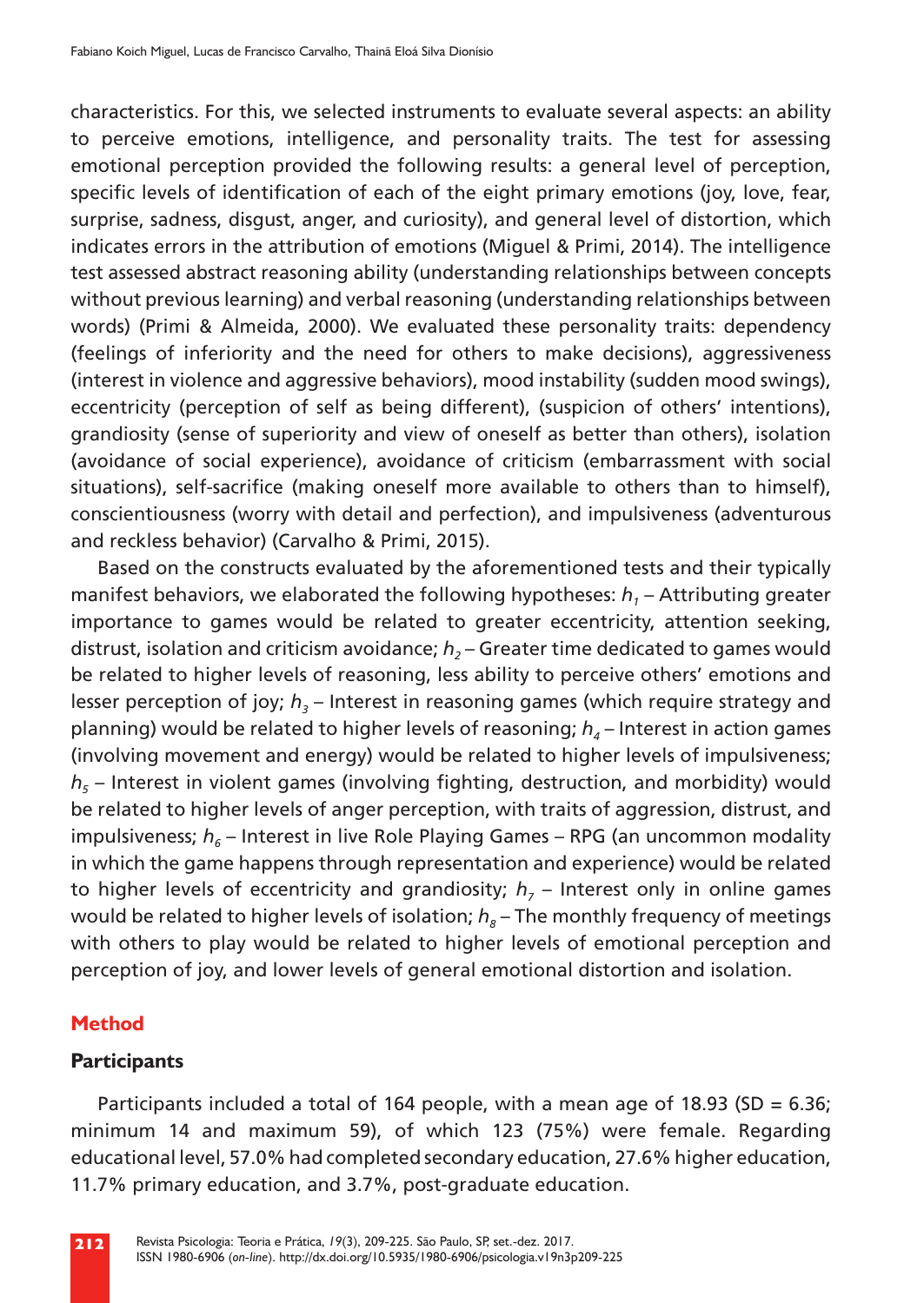characteristics. For this, we selected instruments to evaluate several aspects: an ability to perceive emotions, intelligence, and personality traits. The test for assessing emotional perception provided the following results: a general level of perception, specific levels of identification of each of the eight primary emotions (joy, love, fear, surprise, sadness, disgust, anger, and curiosity), and general level of distortion, which indicates errors in the attribution of emotions (Miguel & Primi, 2014). The intelligence test assessed abstract reasoning ability (understanding relationships between concepts without previous learning) and verbal reasoning (understanding relationships between words) (Primi & Almeida, 2000). We evaluated these personality traits: dependency (feelings of inferiority and the need for others to make decisions), aggressiveness (interest in violence and aggressive behaviors), mood instability (sudden mood swings), eccentricity (perception of self as being different), (suspicion of others' intentions), grandiosity (sense of superiority and view of oneself as better than others), isolation (avoidance of social experience), avoidance of criticism (embarrassment with social situations), self-sacrifice (making oneself more available to others than to himself), conscientiousness (worry with detail and perfection), and impulsiveness (adventurous and reckless behavior) (Carvalho & Primi, 2015).

Based on the constructs evaluated by the aforementioned tests and their typically manifest behaviors, we elaborated the following hypotheses: $h_1$ – Attributing greater importance to games would be related to greater eccentricity, attention seeking, distrust, isolation and criticism avoidance; $h_2$ – Greater time dedicated to games would be related to higher levels of reasoning, less ability to perceive others' emotions and lesser perception of joy; $h_3$ – Interest in reasoning games (which require strategy and planning) would be related to higher levels of reasoning; $h_4$ – Interest in action games (involving movement and energy) would be related to higher levels of impulsiveness; $h_5$ – Interest in violent games (involving fighting, destruction, and morbidity) would be related to higher levels of anger perception, with traits of aggression, distrust, and impulsiveness; $h_6$ – Interest in live Role Playing Games – RPG (an uncommon modality in which the game happens through representation and experience) would be related to higher levels of eccentricity and grandiosity; $h_7$ – Interest only in online games would be related to higher levels of isolation; $h_8$ – The monthly frequency of meetings with others to play would be related to higher levels of emotional perception and perception of joy, and lower levels of general emotional distortion and isolation.

## Method

### Participants

Participants included a total of 164 people, with a mean age of 18.93 (SD = 6.36; minimum 14 and maximum 59), of which 123 (75%) were female. Regarding educational level, 57.0% had completed secondary education, 27.6% higher education, 11.7% primary education, and 3.7%, post-graduate education.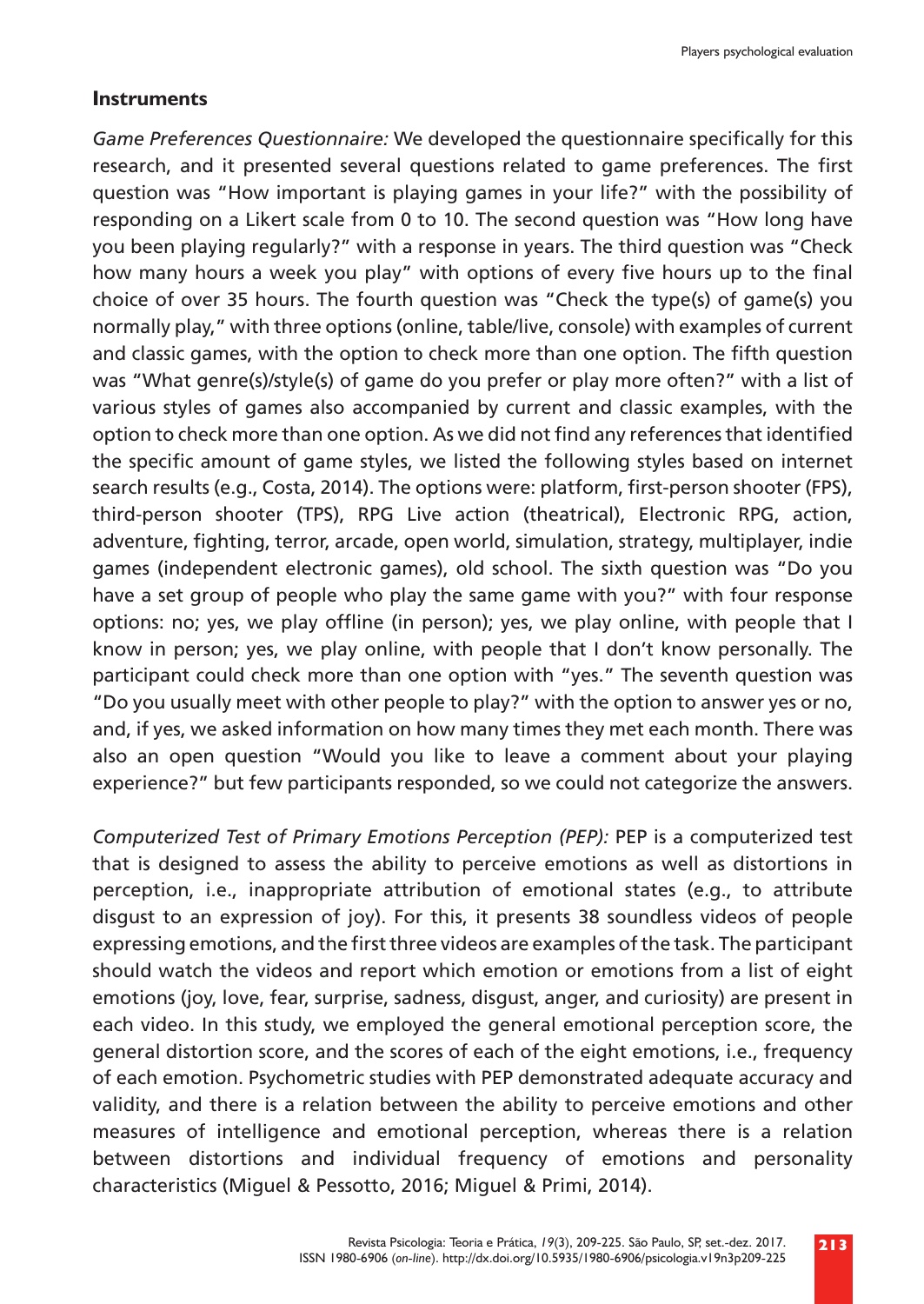## Instruments

*Game Preferences Questionnaire:* We developed the questionnaire specifically for this research, and it presented several questions related to game preferences. The first question was "How important is playing games in your life?" with the possibility of responding on a Likert scale from 0 to 10. The second question was "How long have you been playing regularly?" with a response in years. The third question was "Check how many hours a week you play" with options of every five hours up to the final choice of over 35 hours. The fourth question was "Check the type(s) of game(s) you normally play," with three options (online, table/live, console) with examples of current and classic games, with the option to check more than one option. The fifth question was "What genre(s)/style(s) of game do you prefer or play more often?" with a list of various styles of games also accompanied by current and classic examples, with the option to check more than one option. As we did not find any references that identified the specific amount of game styles, we listed the following styles based on internet search results (e.g., Costa, 2014). The options were: platform, first-person shooter (FPS), third-person shooter (TPS), RPG Live action (theatrical), Electronic RPG, action, adventure, fighting, terror, arcade, open world, simulation, strategy, multiplayer, indie games (independent electronic games), old school. The sixth question was "Do you have a set group of people who play the same game with you?" with four response options: no; yes, we play offline (in person); yes, we play online, with people that I know in person; yes, we play online, with people that I don't know personally. The participant could check more than one option with "yes." The seventh question was "Do you usually meet with other people to play?" with the option to answer yes or no, and, if yes, we asked information on how many times they met each month. There was also an open question "Would you like to leave a comment about your playing experience?" but few participants responded, so we could not categorize the answers.

*Computerized Test of Primary Emotions Perception (PEP):* PEP is a computerized test that is designed to assess the ability to perceive emotions as well as distortions in perception, i.e., inappropriate attribution of emotional states (e.g., to attribute disgust to an expression of joy). For this, it presents 38 soundless videos of people expressing emotions, and the first three videos are examples of the task. The participant should watch the videos and report which emotion or emotions from a list of eight emotions (joy, love, fear, surprise, sadness, disgust, anger, and curiosity) are present in each video. In this study, we employed the general emotional perception score, the general distortion score, and the scores of each of the eight emotions, i.e., frequency of each emotion. Psychometric studies with PEP demonstrated adequate accuracy and validity, and there is a relation between the ability to perceive emotions and other measures of intelligence and emotional perception, whereas there is a relation between distortions and individual frequency of emotions and personality characteristics (Miguel & Pessotto, 2016; Miguel & Primi, 2014).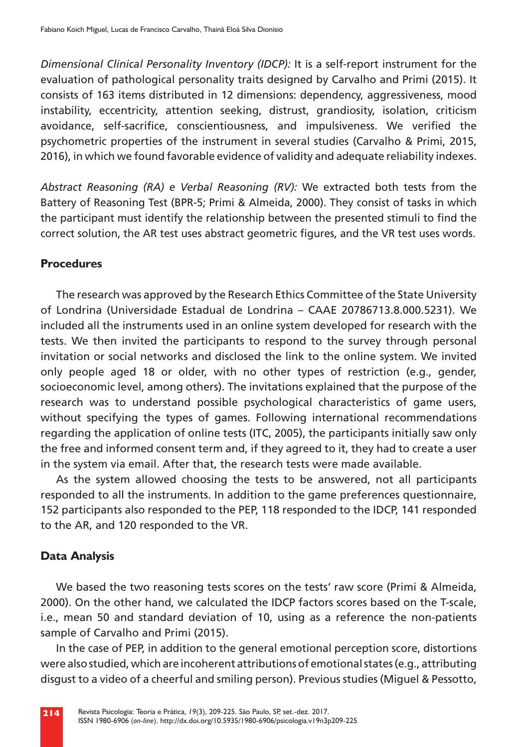*Dimensional Clinical Personality Inventory (IDCP):* It is a self-report instrument for the evaluation of pathological personality traits designed by Carvalho and Primi (2015). It consists of 163 items distributed in 12 dimensions: dependency, aggressiveness, mood instability, eccentricity, attention seeking, distrust, grandiosity, isolation, criticism avoidance, self-sacrifice, conscientiousness, and impulsiveness. We verified the psychometric properties of the instrument in several studies (Carvalho & Primi, 2015, 2016), in which we found favorable evidence of validity and adequate reliability indexes.

*Abstract Reasoning (RA) e Verbal Reasoning (RV):* We extracted both tests from the Battery of Reasoning Test (BPR-5; Primi & Almeida, 2000). They consist of tasks in which the participant must identify the relationship between the presented stimuli to find the correct solution, the AR test uses abstract geometric figures, and the VR test uses words.

## Procedures

The research was approved by the Research Ethics Committee of the State University of Londrina (Universidade Estadual de Londrina – CAAE 20786713.8.000.5231). We included all the instruments used in an online system developed for research with the tests. We then invited the participants to respond to the survey through personal invitation or social networks and disclosed the link to the online system. We invited only people aged 18 or older, with no other types of restriction (e.g., gender, socioeconomic level, among others). The invitations explained that the purpose of the research was to understand possible psychological characteristics of game users, without specifying the types of games. Following international recommendations regarding the application of online tests (ITC, 2005), the participants initially saw only the free and informed consent term and, if they agreed to it, they had to create a user in the system via email. After that, the research tests were made available.

As the system allowed choosing the tests to be answered, not all participants responded to all the instruments. In addition to the game preferences questionnaire, 152 participants also responded to the PEP, 118 responded to the IDCP, 141 responded to the AR, and 120 responded to the VR.

## Data Analysis

We based the two reasoning tests scores on the tests' raw score (Primi & Almeida, 2000). On the other hand, we calculated the IDCP factors scores based on the T-scale, i.e., mean 50 and standard deviation of 10, using as a reference the non-patients sample of Carvalho and Primi (2015).

In the case of PEP, in addition to the general emotional perception score, distortions were also studied, which are incoherent attributions of emotional states (e.g., attributing disgust to a video of a cheerful and smiling person). Previous studies (Miguel & Pessotto,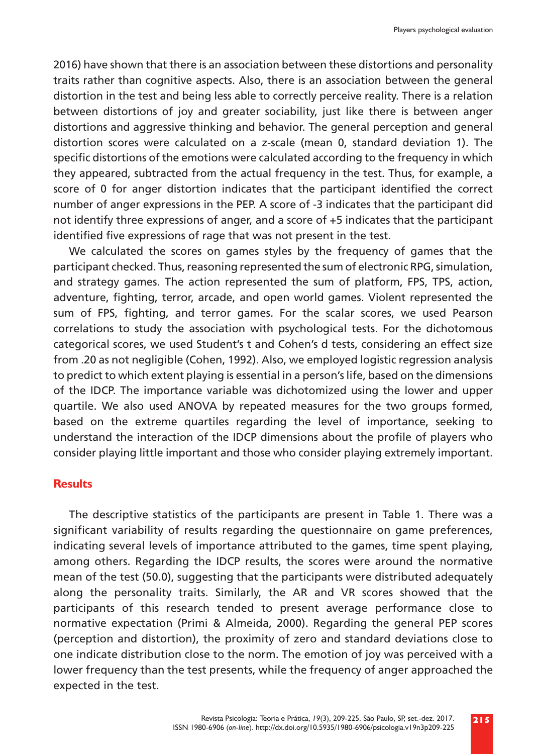2016) have shown that there is an association between these distortions and personality traits rather than cognitive aspects. Also, there is an association between the general distortion in the test and being less able to correctly perceive reality. There is a relation between distortions of joy and greater sociability, just like there is between anger distortions and aggressive thinking and behavior. The general perception and general distortion scores were calculated on a z-scale (mean 0, standard deviation 1). The specific distortions of the emotions were calculated according to the frequency in which they appeared, subtracted from the actual frequency in the test. Thus, for example, a score of 0 for anger distortion indicates that the participant identified the correct number of anger expressions in the PEP. A score of -3 indicates that the participant did not identify three expressions of anger, and a score of +5 indicates that the participant identified five expressions of rage that was not present in the test.

We calculated the scores on games styles by the frequency of games that the participant checked. Thus, reasoning represented the sum of electronic RPG, simulation, and strategy games. The action represented the sum of platform, FPS, TPS, action, adventure, fighting, terror, arcade, and open world games. Violent represented the sum of FPS, fighting, and terror games. For the scalar scores, we used Pearson correlations to study the association with psychological tests. For the dichotomous categorical scores, we used Student's t and Cohen's d tests, considering an effect size from .20 as not negligible (Cohen, 1992). Also, we employed logistic regression analysis to predict to which extent playing is essential in a person's life, based on the dimensions of the IDCP. The importance variable was dichotomized using the lower and upper quartile. We also used ANOVA by repeated measures for the two groups formed, based on the extreme quartiles regarding the level of importance, seeking to understand the interaction of the IDCP dimensions about the profile of players who consider playing little important and those who consider playing extremely important.

## Results

The descriptive statistics of the participants are present in Table 1. There was a significant variability of results regarding the questionnaire on game preferences, indicating several levels of importance attributed to the games, time spent playing, among others. Regarding the IDCP results, the scores were around the normative mean of the test (50.0), suggesting that the participants were distributed adequately along the personality traits. Similarly, the AR and VR scores showed that the participants of this research tended to present average performance close to normative expectation (Primi & Almeida, 2000). Regarding the general PEP scores (perception and distortion), the proximity of zero and standard deviations close to one indicate distribution close to the norm. The emotion of joy was perceived with a lower frequency than the test presents, while the frequency of anger approached the expected in the test.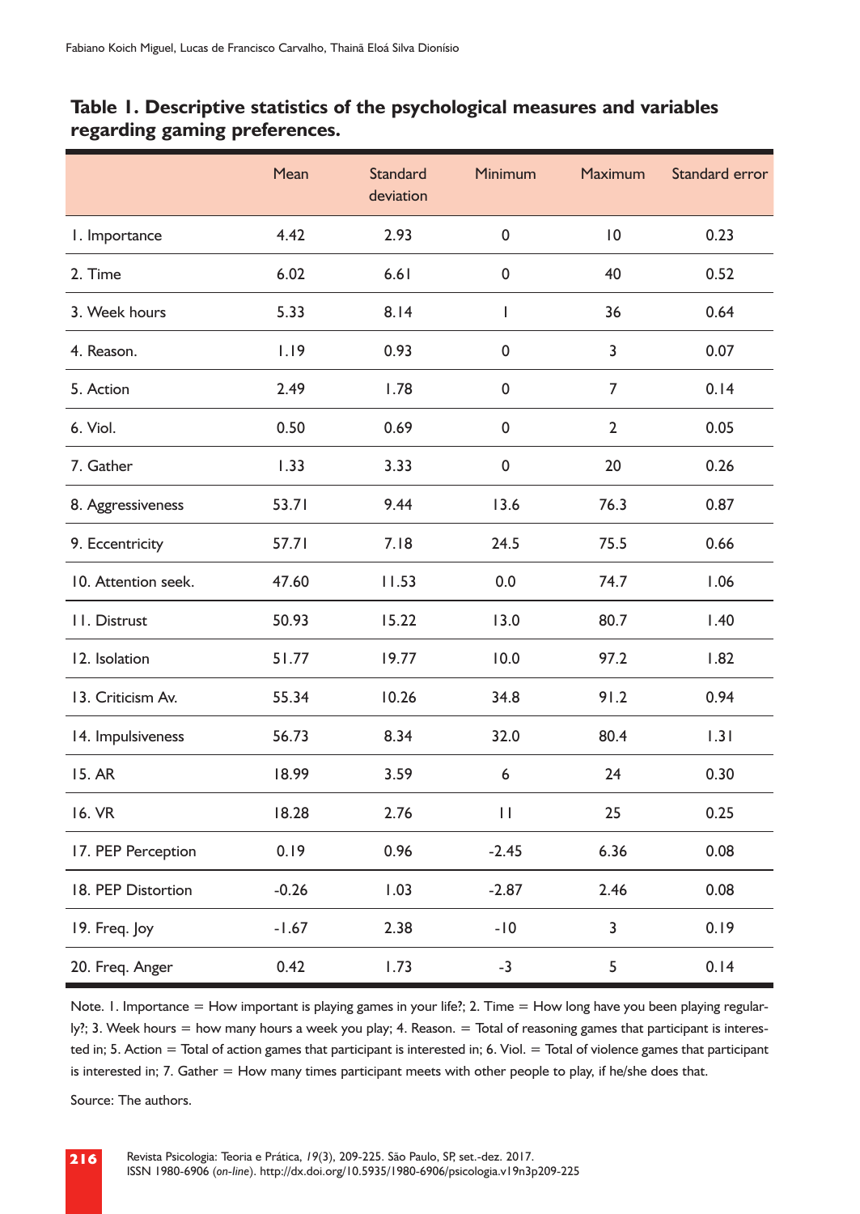**Table 1. Descriptive statistics of the psychological measures and variables regarding gaming preferences.**

| | Mean | Standard deviation | Minimum | Maximum | Standard error |
|---|---|---|---|---|---|
| 1. Importance | 4.42 | 2.93 | 0 | 10 | 0.23 |
| 2. Time | 6.02 | 6.61 | 0 | 40 | 0.52 |
| 3. Week hours | 5.33 | 8.14 | 1 | 36 | 0.64 |
| 4. Reason. | 1.19 | 0.93 | 0 | 3 | 0.07 |
| 5. Action | 2.49 | 1.78 | 0 | 7 | 0.14 |
| 6. Viol. | 0.50 | 0.69 | 0 | 2 | 0.05 |
| 7. Gather | 1.33 | 3.33 | 0 | 20 | 0.26 |
| 8. Aggressiveness | 53.71 | 9.44 | 13.6 | 76.3 | 0.87 |
| 9. Eccentricity | 57.71 | 7.18 | 24.5 | 75.5 | 0.66 |
| 10. Attention seek. | 47.60 | 11.53 | 0.0 | 74.7 | 1.06 |
| 11. Distrust | 50.93 | 15.22 | 13.0 | 80.7 | 1.40 |
| 12. Isolation | 51.77 | 19.77 | 10.0 | 97.2 | 1.82 |
| 13. Criticism Av. | 55.34 | 10.26 | 34.8 | 91.2 | 0.94 |
| 14. Impulsiveness | 56.73 | 8.34 | 32.0 | 80.4 | 1.31 |
| 15. AR | 18.99 | 3.59 | 6 | 24 | 0.30 |
| 16. VR | 18.28 | 2.76 | 11 | 25 | 0.25 |
| 17. PEP Perception | 0.19 | 0.96 | -2.45 | 6.36 | 0.08 |
| 18. PEP Distortion | -0.26 | 1.03 | -2.87 | 2.46 | 0.08 |
| 19. Freq. Joy | -1.67 | 2.38 | -10 | 3 | 0.19 |
| 20. Freq. Anger | 0.42 | 1.73 | -3 | 5 | 0.14 |

Note. 1. Importance = How important is playing games in your life?; 2. Time = How long have you been playing regularly?; 3. Week hours = how many hours a week you play; 4. Reason. = Total of reasoning games that participant is interested in; 5. Action = Total of action games that participant is interested in; 6. Viol. = Total of violence games that participant is interested in; 7. Gather = How many times participant meets with other people to play, if he/she does that.

Source: The authors.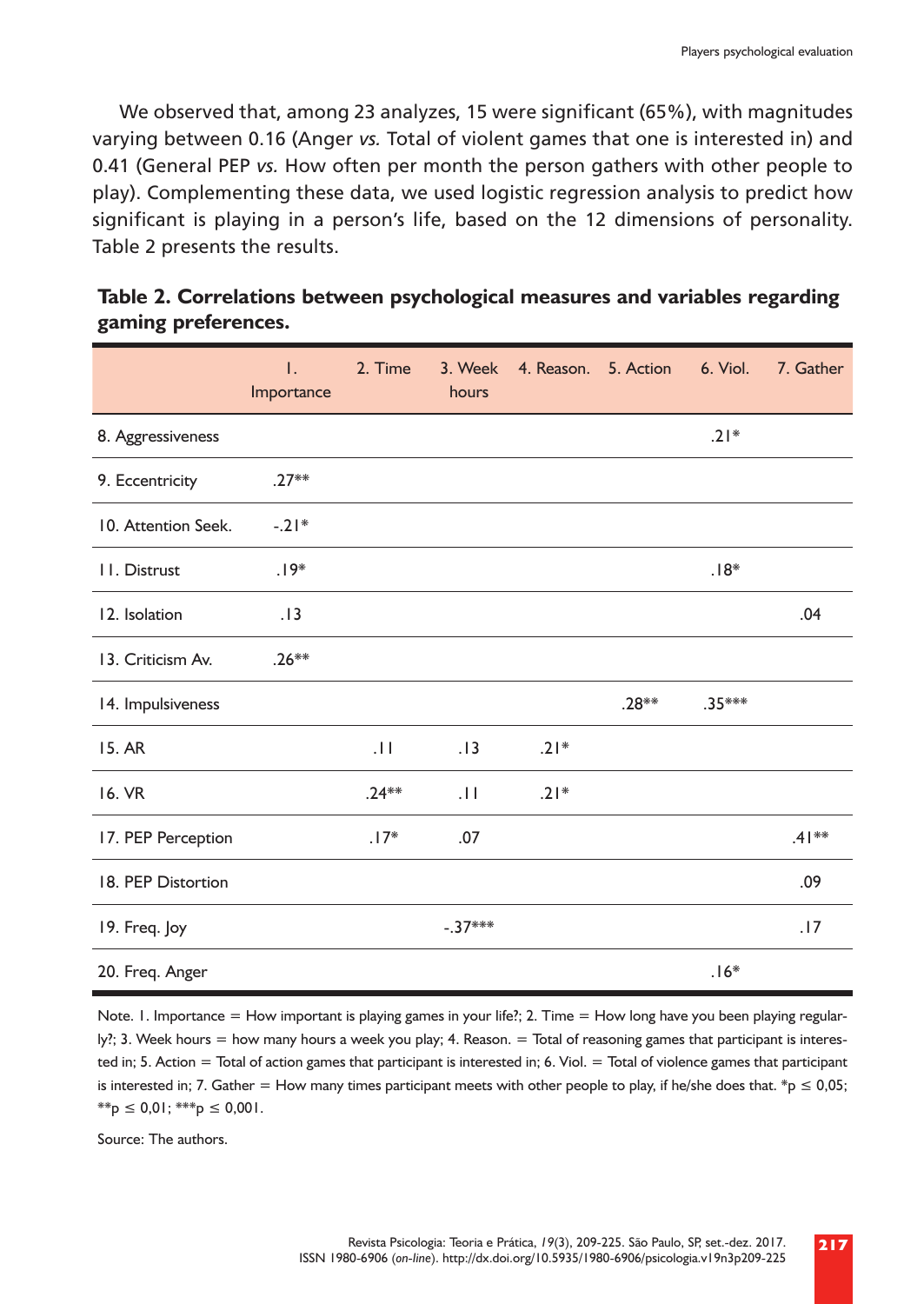We observed that, among 23 analyzes, 15 were significant (65%), with magnitudes varying between 0.16 (Anger *vs.* Total of violent games that one is interested in) and 0.41 (General PEP *vs.* How often per month the person gathers with other people to play). Complementing these data, we used logistic regression analysis to predict how significant is playing in a person's life, based on the 12 dimensions of personality. Table 2 presents the results.

**Table 2. Correlations between psychological measures and variables regarding gaming preferences.**

| | 1. Importance | 2. Time | 3. Week hours | 4. Reason. | 5. Action | 6. Viol. | 7. Gather |
|---|---|---|---|---|---|---|---|
| 8. Aggressiveness | | | | | | .21* | |
| 9. Eccentricity | .27** | | | | | | |
| 10. Attention Seek. | -.21* | | | | | | |
| 11. Distrust | .19* | | | | | .18* | |
| 12. Isolation | .13 | | | | | | .04 |
| 13. Criticism Av. | .26** | | | | | | |
| 14. Impulsiveness | | | | | .28** | .35*** | |
| 15. AR | | .11 | .13 | .21* | | | |
| 16. VR | | .24** | .11 | .21* | | | |
| 17. PEP Perception | | .17* | .07 | | | | .41** |
| 18. PEP Distortion | | | | | | | .09 |
| 19. Freq. Joy | | | -.37*** | | | | .17 |
| 20. Freq. Anger | | | | | | .16* | |

Note. 1. Importance = How important is playing games in your life?; 2. Time = How long have you been playing regularly?; 3. Week hours = how many hours a week you play; 4. Reason. = Total of reasoning games that participant is interested in; 5. Action = Total of action games that participant is interested in; 6. Viol. = Total of violence games that participant is interested in; 7. Gather = How many times participant meets with other people to play, if he/she does that. *p ≤ 0,05; **p ≤ 0,01; ***p ≤ 0,001.

Source: The authors.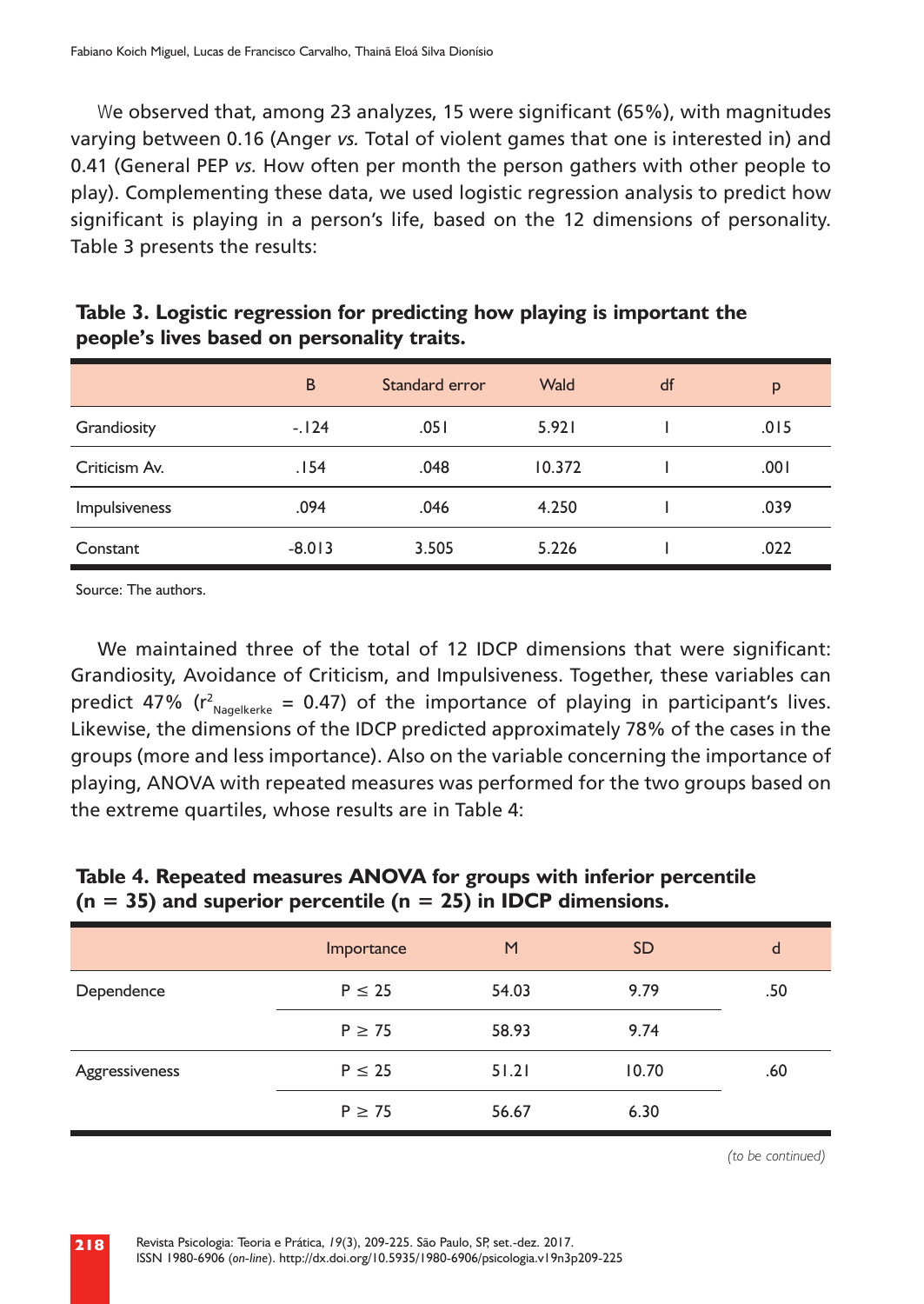We observed that, among 23 analyzes, 15 were significant (65%), with magnitudes varying between 0.16 (Anger *vs.* Total of violent games that one is interested in) and 0.41 (General PEP *vs.* How often per month the person gathers with other people to play). Complementing these data, we used logistic regression analysis to predict how significant is playing in a person's life, based on the 12 dimensions of personality. Table 3 presents the results:

**Table 3. Logistic regression for predicting how playing is important the people's lives based on personality traits.**

| | B | Standard error | Wald | df | p |
|---|---|---|---|---|---|
| Grandiosity | -.124 | .051 | 5.921 | 1 | .015 |
| Criticism Av. | .154 | .048 | 10.372 | 1 | .001 |
| Impulsiveness | .094 | .046 | 4.250 | 1 | .039 |
| Constant | -8.013 | 3.505 | 5.226 | 1 | .022 |

Source: The authors.

We maintained three of the total of 12 IDCP dimensions that were significant: Grandiosity, Avoidance of Criticism, and Impulsiveness. Together, these variables can predict 47% ($r^2_{Nagelkerke}$ = 0.47) of the importance of playing in participant's lives. Likewise, the dimensions of the IDCP predicted approximately 78% of the cases in the groups (more and less importance). Also on the variable concerning the importance of playing, ANOVA with repeated measures was performed for the two groups based on the extreme quartiles, whose results are in Table 4:

**Table 4. Repeated measures ANOVA for groups with inferior percentile (n = 35) and superior percentile (n = 25) in IDCP dimensions.**

| | Importance | M | SD | d |
|---|---|---|---|---|
| Dependence | P ≤ 25 | 54.03 | 9.79 | .50 |
| | P ≥ 75 | 58.93 | 9.74 | |
| Aggressiveness | P ≤ 25 | 51.21 | 10.70 | .60 |
| | P ≥ 75 | 56.67 | 6.30 | |

*(to be continued)*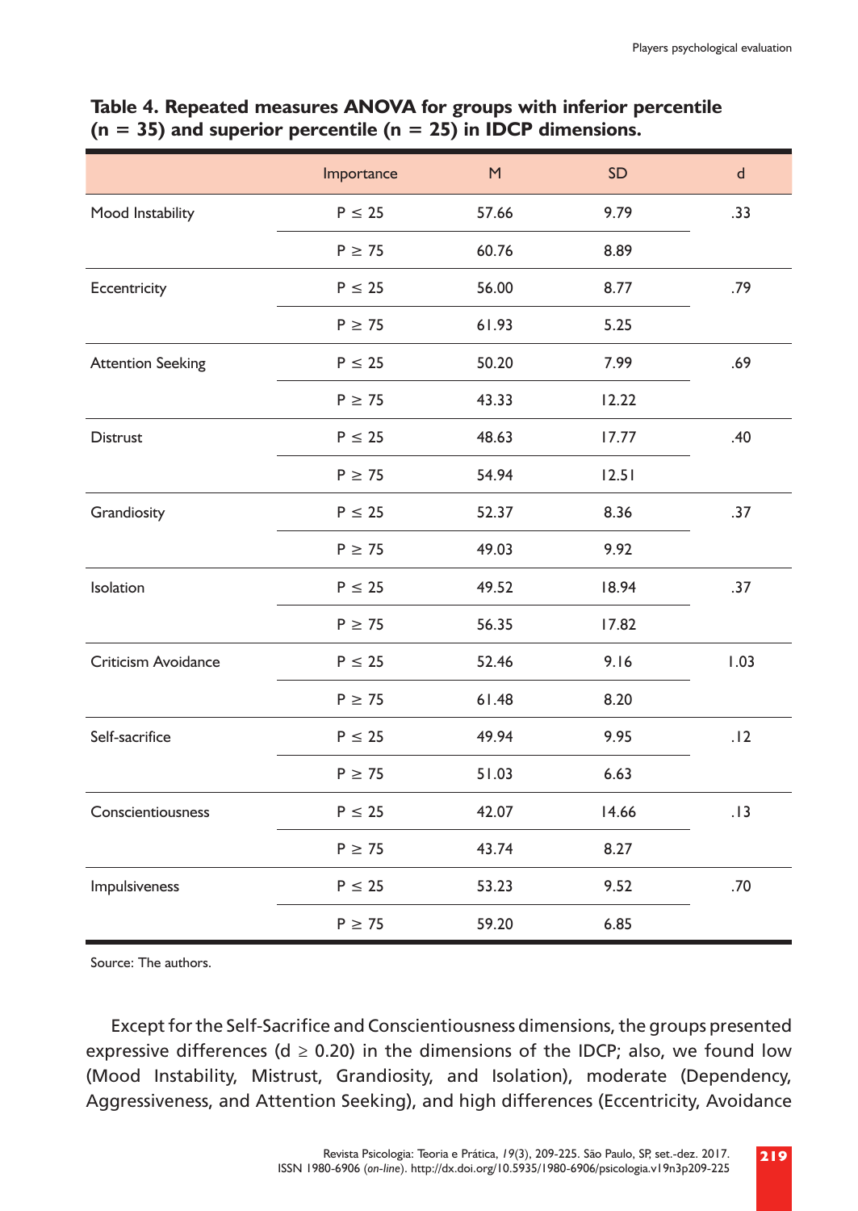**Table 4. Repeated measures ANOVA for groups with inferior percentile (n = 35) and superior percentile (n = 25) in IDCP dimensions.**

| | Importance | M | SD | d |
|---|---|---|---|---|
| Mood Instability | P ≤ 25 | 57.66 | 9.79 | .33 |
| | P ≥ 75 | 60.76 | 8.89 | |
| Eccentricity | P ≤ 25 | 56.00 | 8.77 | .79 |
| | P ≥ 75 | 61.93 | 5.25 | |
| Attention Seeking | P ≤ 25 | 50.20 | 7.99 | .69 |
| | P ≥ 75 | 43.33 | 12.22 | |
| Distrust | P ≤ 25 | 48.63 | 17.77 | .40 |
| | P ≥ 75 | 54.94 | 12.51 | |
| Grandiosity | P ≤ 25 | 52.37 | 8.36 | .37 |
| | P ≥ 75 | 49.03 | 9.92 | |
| Isolation | P ≤ 25 | 49.52 | 18.94 | .37 |
| | P ≥ 75 | 56.35 | 17.82 | |
| Criticism Avoidance | P ≤ 25 | 52.46 | 9.16 | 1.03 |
| | P ≥ 75 | 61.48 | 8.20 | |
| Self-sacrifice | P ≤ 25 | 49.94 | 9.95 | .12 |
| | P ≥ 75 | 51.03 | 6.63 | |
| Conscientiousness | P ≤ 25 | 42.07 | 14.66 | .13 |
| | P ≥ 75 | 43.74 | 8.27 | |
| Impulsiveness | P ≤ 25 | 53.23 | 9.52 | .70 |
| | P ≥ 75 | 59.20 | 6.85 | |

Source: The authors.

Except for the Self-Sacrifice and Conscientiousness dimensions, the groups presented expressive differences ($d \geq 0.20$) in the dimensions of the IDCP; also, we found low (Mood Instability, Mistrust, Grandiosity, and Isolation), moderate (Dependency, Aggressiveness, and Attention Seeking), and high differences (Eccentricity, Avoidance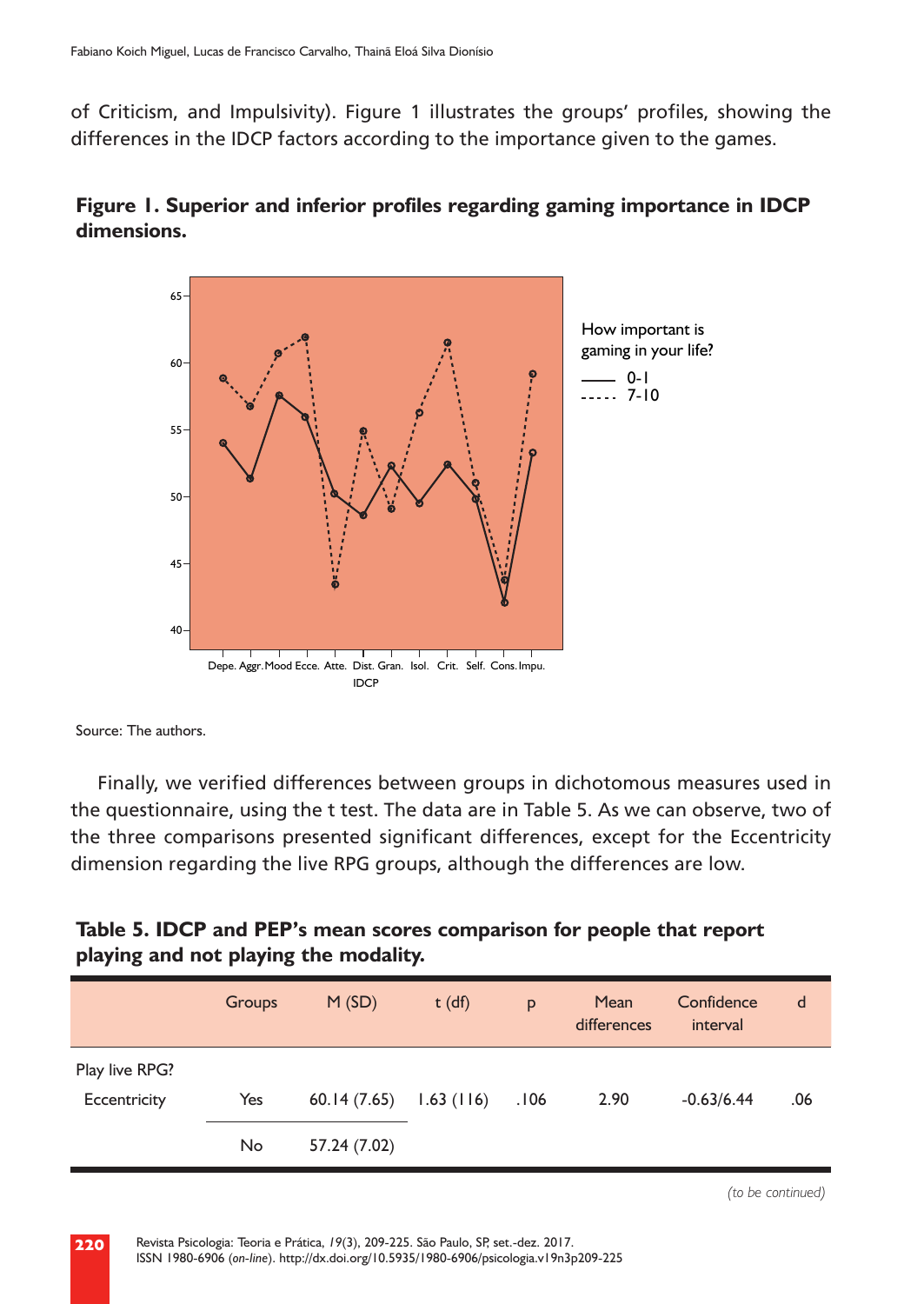of Criticism, and Impulsivity). Figure 1 illustrates the groups' profiles, showing the differences in the IDCP factors according to the importance given to the games.

**Figure 1. Superior and inferior profiles regarding gaming importance in IDCP dimensions.**

Source: The authors.

Finally, we verified differences between groups in dichotomous measures used in the questionnaire, using the t test. The data are in Table 5. As we can observe, two of the three comparisons presented significant differences, except for the Eccentricity dimension regarding the live RPG groups, although the differences are low.

**Table 5. IDCP and PEP's mean scores comparison for people that report playing and not playing the modality.**

| | Groups | M (SD) | t (df) | p | Mean differences | Confidence interval | d |
|---|---|---|---|---|---|---|---|
| Play live RPG? | | | | | | | |
| Eccentricity | Yes | 60.14 (7.65) | 1.63 (116) | .106 | 2.90 | -0.63/6.44 | .06 |
| | No | 57.24 (7.02) | | | | | |

*(to be continued)*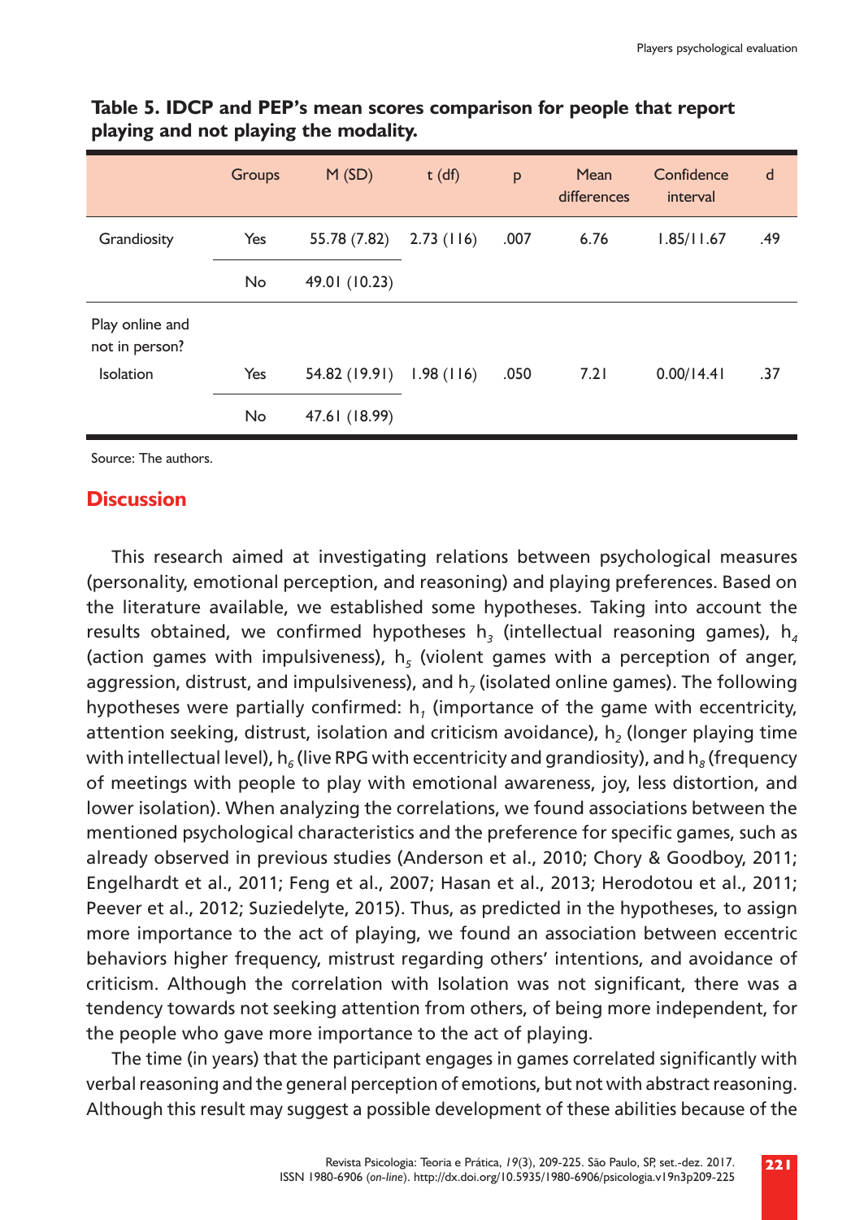**Table 5. IDCP and PEP's mean scores comparison for people that report playing and not playing the modality.**

| | Groups | M (SD) | t (df) | p | Mean differences | Confidence interval | d |
|---|---|---|---|---|---|---|---|
| Grandiosity | Yes | 55.78 (7.82) | 2.73 (116) | .007 | 6.76 | 1.85/11.67 | .49 |
| | No | 49.01 (10.23) | | | | | |
| Play online and not in person? | | | | | | | |
| Isolation | Yes | 54.82 (19.91) | 1.98 (116) | .050 | 7.21 | 0.00/14.41 | .37 |
| | No | 47.61 (18.99) | | | | | |

Source: The authors.

## Discussion

This research aimed at investigating relations between psychological measures (personality, emotional perception, and reasoning) and playing preferences. Based on the literature available, we established some hypotheses. Taking into account the results obtained, we confirmed hypotheses $h_3$ (intellectual reasoning games), $h_4$ (action games with impulsiveness), $h_5$ (violent games with a perception of anger, aggression, distrust, and impulsiveness), and $h_7$ (isolated online games). The following hypotheses were partially confirmed: $h_1$ (importance of the game with eccentricity, attention seeking, distrust, isolation and criticism avoidance), $h_2$ (longer playing time with intellectual level), $h_6$ (live RPG with eccentricity and grandiosity), and $h_8$ (frequency of meetings with people to play with emotional awareness, joy, less distortion, and lower isolation). When analyzing the correlations, we found associations between the mentioned psychological characteristics and the preference for specific games, such as already observed in previous studies (Anderson et al., 2010; Chory & Goodboy, 2011; Engelhardt et al., 2011; Feng et al., 2007; Hasan et al., 2013; Herodotou et al., 2011; Peever et al., 2012; Suziedelyte, 2015). Thus, as predicted in the hypotheses, to assign more importance to the act of playing, we found an association between eccentric behaviors higher frequency, mistrust regarding others' intentions, and avoidance of criticism. Although the correlation with Isolation was not significant, there was a tendency towards not seeking attention from others, of being more independent, for the people who gave more importance to the act of playing.

The time (in years) that the participant engages in games correlated significantly with verbal reasoning and the general perception of emotions, but not with abstract reasoning. Although this result may suggest a possible development of these abilities because of the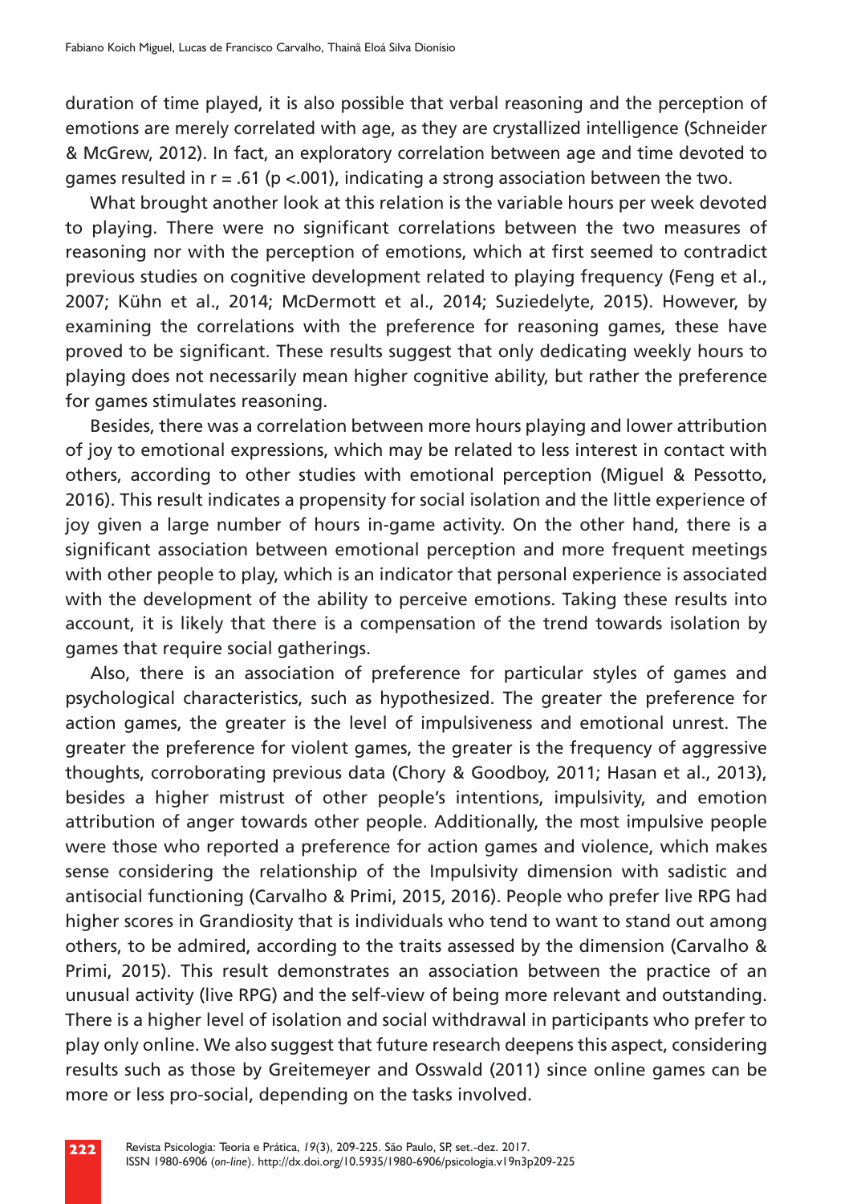duration of time played, it is also possible that verbal reasoning and the perception of emotions are merely correlated with age, as they are crystallized intelligence (Schneider & McGrew, 2012). In fact, an exploratory correlation between age and time devoted to games resulted in $r = .61$ ($p < .001$), indicating a strong association between the two.

What brought another look at this relation is the variable hours per week devoted to playing. There were no significant correlations between the two measures of reasoning nor with the perception of emotions, which at first seemed to contradict previous studies on cognitive development related to playing frequency (Feng et al., 2007; Kühn et al., 2014; McDermott et al., 2014; Suziedelyte, 2015). However, by examining the correlations with the preference for reasoning games, these have proved to be significant. These results suggest that only dedicating weekly hours to playing does not necessarily mean higher cognitive ability, but rather the preference for games stimulates reasoning.

Besides, there was a correlation between more hours playing and lower attribution of joy to emotional expressions, which may be related to less interest in contact with others, according to other studies with emotional perception (Miguel & Pessotto, 2016). This result indicates a propensity for social isolation and the little experience of joy given a large number of hours in-game activity. On the other hand, there is a significant association between emotional perception and more frequent meetings with other people to play, which is an indicator that personal experience is associated with the development of the ability to perceive emotions. Taking these results into account, it is likely that there is a compensation of the trend towards isolation by games that require social gatherings.

Also, there is an association of preference for particular styles of games and psychological characteristics, such as hypothesized. The greater the preference for action games, the greater is the level of impulsiveness and emotional unrest. The greater the preference for violent games, the greater is the frequency of aggressive thoughts, corroborating previous data (Chory & Goodboy, 2011; Hasan et al., 2013), besides a higher mistrust of other people's intentions, impulsivity, and emotion attribution of anger towards other people. Additionally, the most impulsive people were those who reported a preference for action games and violence, which makes sense considering the relationship of the Impulsivity dimension with sadistic and antisocial functioning (Carvalho & Primi, 2015, 2016). People who prefer live RPG had higher scores in Grandiosity that is individuals who tend to want to stand out among others, to be admired, according to the traits assessed by the dimension (Carvalho & Primi, 2015). This result demonstrates an association between the practice of an unusual activity (live RPG) and the self-view of being more relevant and outstanding. There is a higher level of isolation and social withdrawal in participants who prefer to play only online. We also suggest that future research deepens this aspect, considering results such as those by Greitemeyer and Osswald (2011) since online games can be more or less pro-social, depending on the tasks involved.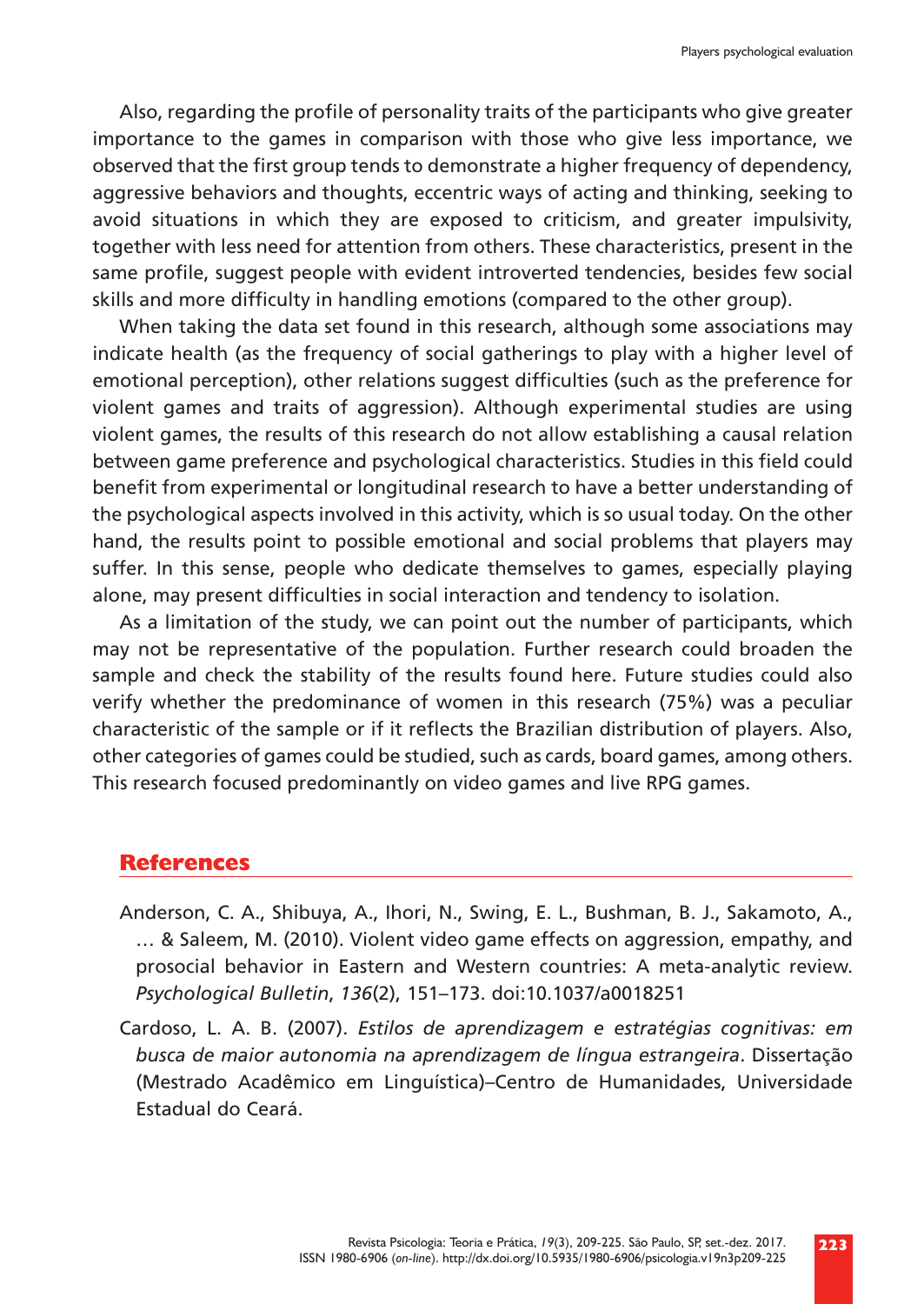Also, regarding the profile of personality traits of the participants who give greater importance to the games in comparison with those who give less importance, we observed that the first group tends to demonstrate a higher frequency of dependency, aggressive behaviors and thoughts, eccentric ways of acting and thinking, seeking to avoid situations in which they are exposed to criticism, and greater impulsivity, together with less need for attention from others. These characteristics, present in the same profile, suggest people with evident introverted tendencies, besides few social skills and more difficulty in handling emotions (compared to the other group).

When taking the data set found in this research, although some associations may indicate health (as the frequency of social gatherings to play with a higher level of emotional perception), other relations suggest difficulties (such as the preference for violent games and traits of aggression). Although experimental studies are using violent games, the results of this research do not allow establishing a causal relation between game preference and psychological characteristics. Studies in this field could benefit from experimental or longitudinal research to have a better understanding of the psychological aspects involved in this activity, which is so usual today. On the other hand, the results point to possible emotional and social problems that players may suffer. In this sense, people who dedicate themselves to games, especially playing alone, may present difficulties in social interaction and tendency to isolation.

As a limitation of the study, we can point out the number of participants, which may not be representative of the population. Further research could broaden the sample and check the stability of the results found here. Future studies could also verify whether the predominance of women in this research (75%) was a peculiar characteristic of the sample or if it reflects the Brazilian distribution of players. Also, other categories of games could be studied, such as cards, board games, among others. This research focused predominantly on video games and live RPG games.

## References

Anderson, C. A., Shibuya, A., Ihori, N., Swing, E. L., Bushman, B. J., Sakamoto, A., … & Saleem, M. (2010). Violent video game effects on aggression, empathy, and prosocial behavior in Eastern and Western countries: A meta-analytic review. *Psychological Bulletin*, *136*(2), 151–173. doi:10.1037/a0018251

Cardoso, L. A. B. (2007). *Estilos de aprendizagem e estratégias cognitivas: em busca de maior autonomia na aprendizagem de língua estrangeira*. Dissertação (Mestrado Acadêmico em Linguística)–Centro de Humanidades, Universidade Estadual do Ceará.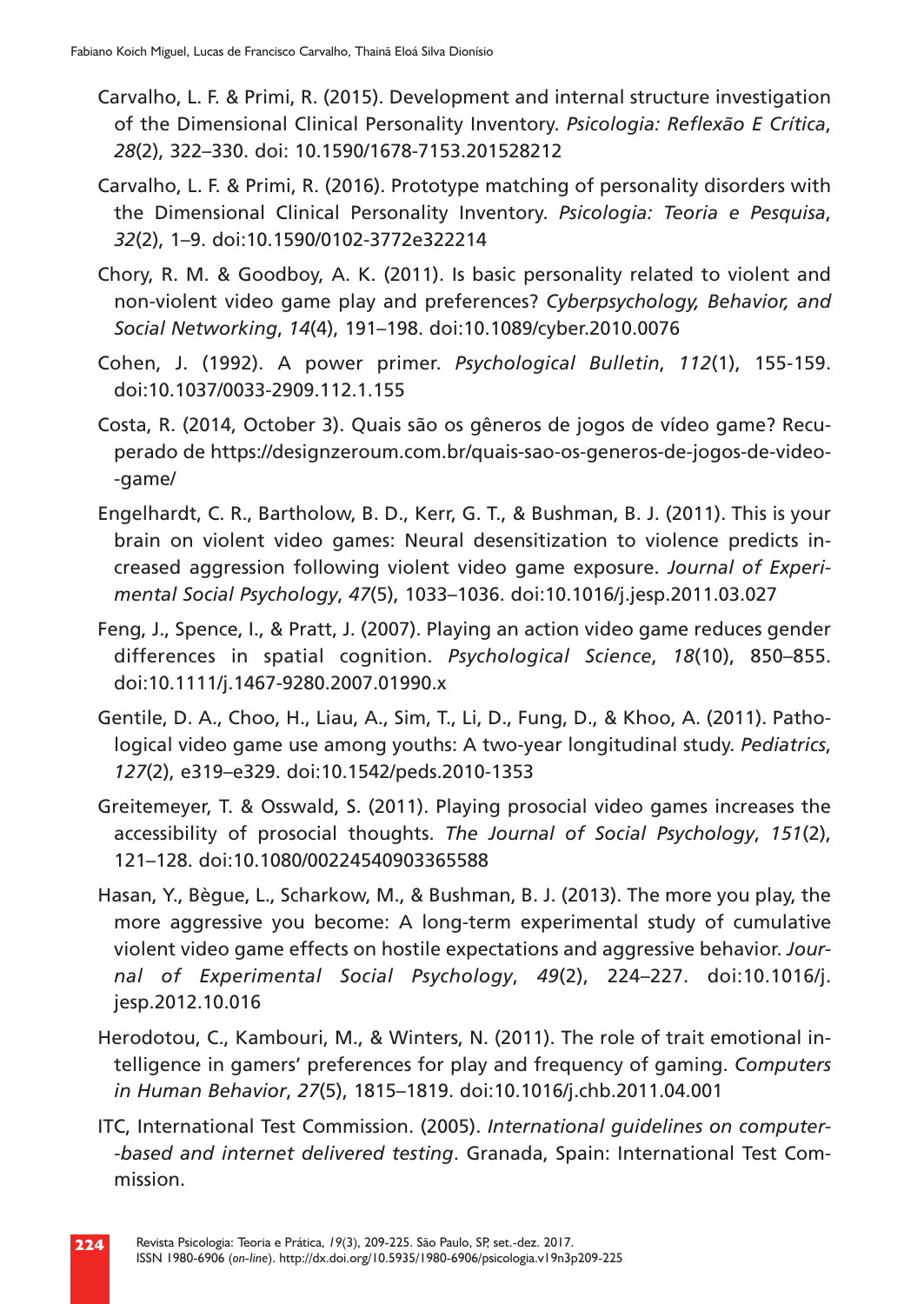Carvalho, L. F. & Primi, R. (2015). Development and internal structure investigation of the Dimensional Clinical Personality Inventory. *Psicologia: Reflexão E Crítica*, *28*(2), 322–330. doi: 10.1590/1678-7153.201528212

Carvalho, L. F. & Primi, R. (2016). Prototype matching of personality disorders with the Dimensional Clinical Personality Inventory. *Psicologia: Teoria e Pesquisa*, *32*(2), 1–9. doi:10.1590/0102-3772e322214

Chory, R. M. & Goodboy, A. K. (2011). Is basic personality related to violent and non-violent video game play and preferences? *Cyberpsychology, Behavior, and Social Networking*, *14*(4), 191–198. doi:10.1089/cyber.2010.0076

Cohen, J. (1992). A power primer. *Psychological Bulletin*, *112*(1), 155-159. doi:10.1037/0033-2909.112.1.155

Costa, R. (2014, October 3). Quais são os gêneros de jogos de vídeo game? Recuperado de https://designzeroum.com.br/quais-sao-os-generos-de-jogos-de-video-game/

Engelhardt, C. R., Bartholow, B. D., Kerr, G. T., & Bushman, B. J. (2011). This is your brain on violent video games: Neural desensitization to violence predicts increased aggression following violent video game exposure. *Journal of Experimental Social Psychology*, *47*(5), 1033–1036. doi:10.1016/j.jesp.2011.03.027

Feng, J., Spence, I., & Pratt, J. (2007). Playing an action video game reduces gender differences in spatial cognition. *Psychological Science*, *18*(10), 850–855. doi:10.1111/j.1467-9280.2007.01990.x

Gentile, D. A., Choo, H., Liau, A., Sim, T., Li, D., Fung, D., & Khoo, A. (2011). Pathological video game use among youths: A two-year longitudinal study. *Pediatrics*, *127*(2), e319–e329. doi:10.1542/peds.2010-1353

Greitemeyer, T. & Osswald, S. (2011). Playing prosocial video games increases the accessibility of prosocial thoughts. *The Journal of Social Psychology*, *151*(2), 121–128. doi:10.1080/00224540903365588

Hasan, Y., Bègue, L., Scharkow, M., & Bushman, B. J. (2013). The more you play, the more aggressive you become: A long-term experimental study of cumulative violent video game effects on hostile expectations and aggressive behavior. *Journal of Experimental Social Psychology*, *49*(2), 224–227. doi:10.1016/j.jesp.2012.10.016

Herodotou, C., Kambouri, M., & Winters, N. (2011). The role of trait emotional intelligence in gamers' preferences for play and frequency of gaming. *Computers in Human Behavior*, *27*(5), 1815–1819. doi:10.1016/j.chb.2011.04.001

ITC, International Test Commission. (2005). *International guidelines on computer-based and internet delivered testing*. Granada, Spain: International Test Commission.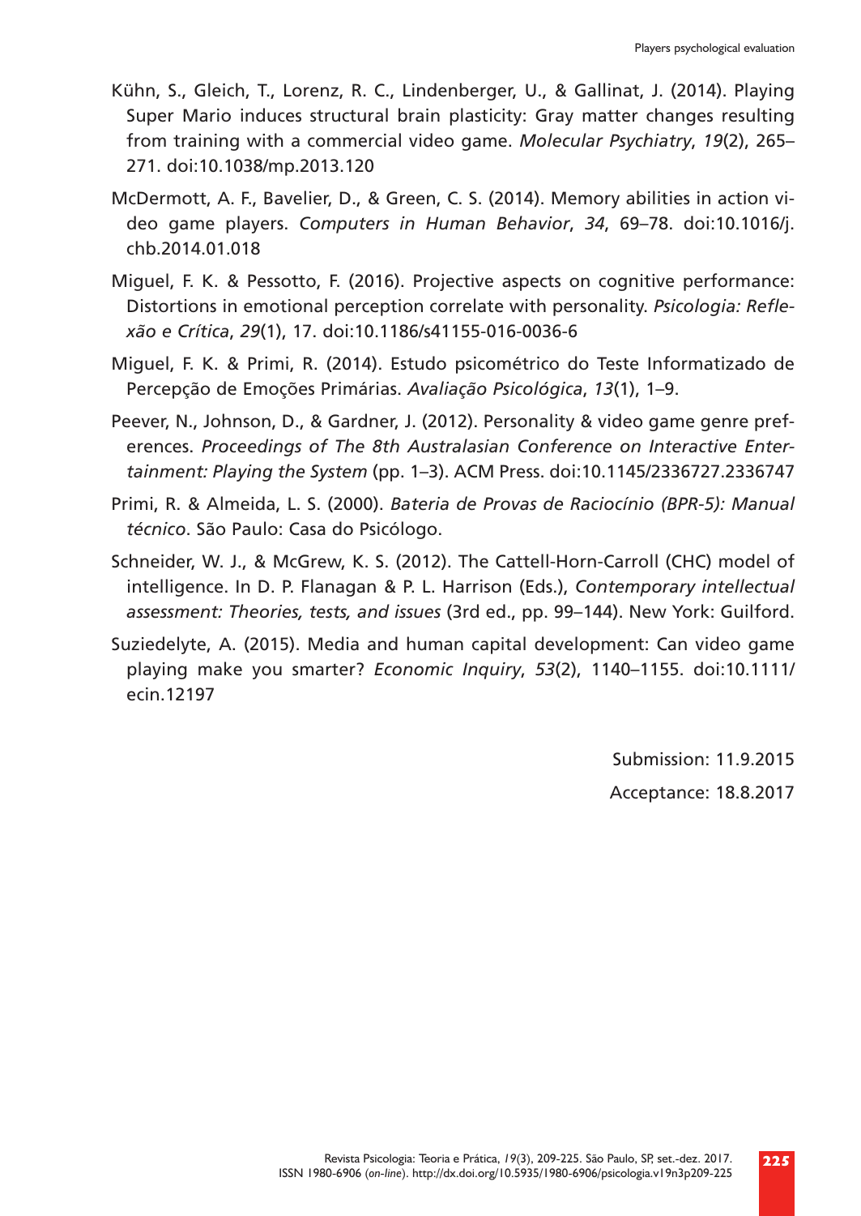Kühn, S., Gleich, T., Lorenz, R. C., Lindenberger, U., & Gallinat, J. (2014). Playing Super Mario induces structural brain plasticity: Gray matter changes resulting from training with a commercial video game. *Molecular Psychiatry*, *19*(2), 265–271. doi:10.1038/mp.2013.120

McDermott, A. F., Bavelier, D., & Green, C. S. (2014). Memory abilities in action video game players. *Computers in Human Behavior*, *34*, 69–78. doi:10.1016/j.chb.2014.01.018

Miguel, F. K. & Pessotto, F. (2016). Projective aspects on cognitive performance: Distortions in emotional perception correlate with personality. *Psicologia: Reflexão e Crítica*, *29*(1), 17. doi:10.1186/s41155-016-0036-6

Miguel, F. K. & Primi, R. (2014). Estudo psicométrico do Teste Informatizado de Percepção de Emoções Primárias. *Avaliação Psicológica*, *13*(1), 1–9.

Peever, N., Johnson, D., & Gardner, J. (2012). Personality & video game genre preferences. *Proceedings of The 8th Australasian Conference on Interactive Entertainment: Playing the System* (pp. 1–3). ACM Press. doi:10.1145/2336727.2336747

Primi, R. & Almeida, L. S. (2000). *Bateria de Provas de Raciocínio (BPR-5): Manual técnico*. São Paulo: Casa do Psicólogo.

Schneider, W. J., & McGrew, K. S. (2012). The Cattell-Horn-Carroll (CHC) model of intelligence. In D. P. Flanagan & P. L. Harrison (Eds.), *Contemporary intellectual assessment: Theories, tests, and issues* (3rd ed., pp. 99–144). New York: Guilford.

Suziedelyte, A. (2015). Media and human capital development: Can video game playing make you smarter? *Economic Inquiry*, *53*(2), 1140–1155. doi:10.1111/ecin.12197

Submission: 11.9.2015

Acceptance: 18.8.2017